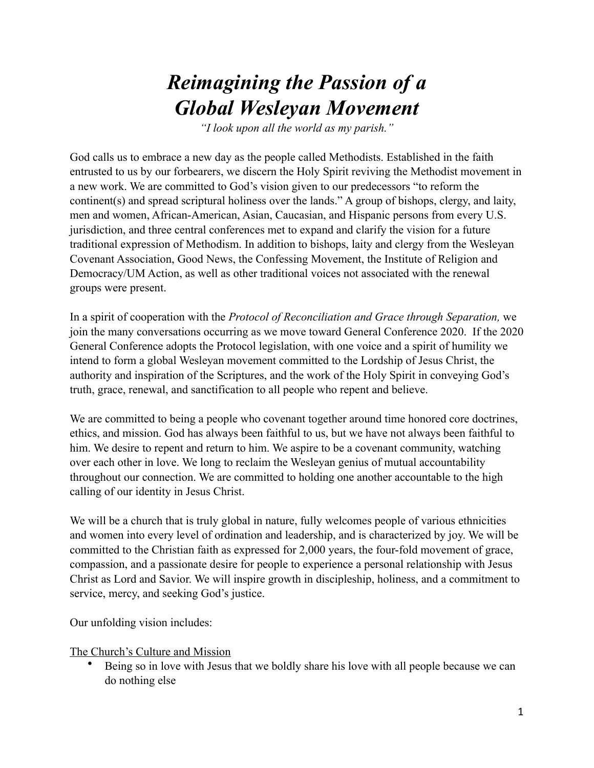# *Reimagining the Passion of a Global Wesleyan Movement*

*"I look upon all the world as my parish."*

God calls us to embrace a new day as the people called Methodists. Established in the faith entrusted to us by our forbearers, we discern the Holy Spirit reviving the Methodist movement in a new work. We are committed to God's vision given to our predecessors "to reform the continent(s) and spread scriptural holiness over the lands." A group of bishops, clergy, and laity, men and women, African-American, Asian, Caucasian, and Hispanic persons from every U.S. jurisdiction, and three central conferences met to expand and clarify the vision for a future traditional expression of Methodism. In addition to bishops, laity and clergy from the Wesleyan Covenant Association, Good News, the Confessing Movement, the Institute of Religion and Democracy/UM Action, as well as other traditional voices not associated with the renewal groups were present.

In a spirit of cooperation with the *Protocol of Reconciliation and Grace through Separation,* we join the many conversations occurring as we move toward General Conference 2020. If the 2020 General Conference adopts the Protocol legislation, with one voice and a spirit of humility we intend to form a global Wesleyan movement committed to the Lordship of Jesus Christ, the authority and inspiration of the Scriptures, and the work of the Holy Spirit in conveying God's truth, grace, renewal, and sanctification to all people who repent and believe.

We are committed to being a people who covenant together around time honored core doctrines, ethics, and mission. God has always been faithful to us, but we have not always been faithful to him. We desire to repent and return to him. We aspire to be a covenant community, watching over each other in love. We long to reclaim the Wesleyan genius of mutual accountability throughout our connection. We are committed to holding one another accountable to the high calling of our identity in Jesus Christ.

We will be a church that is truly global in nature, fully welcomes people of various ethnicities and women into every level of ordination and leadership, and is characterized by joy. We will be committed to the Christian faith as expressed for 2,000 years, the four-fold movement of grace, compassion, and a passionate desire for people to experience a personal relationship with Jesus Christ as Lord and Savior. We will inspire growth in discipleship, holiness, and a commitment to service, mercy, and seeking God's justice.

Our unfolding vision includes:

<u>The Church's Culture and Mission</u>

- Being so in love with Jesus that we boldly share his love with all people because we can do nothing else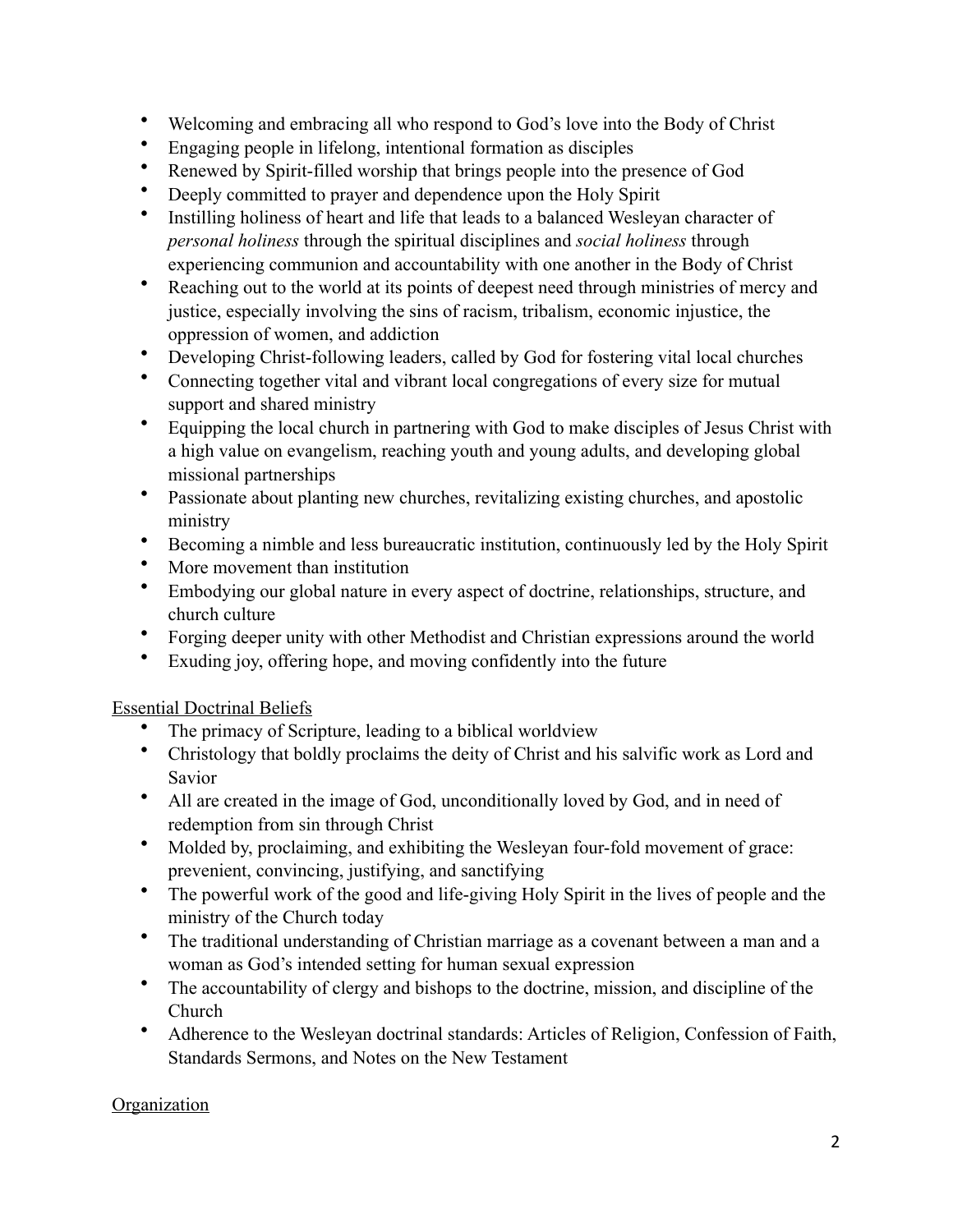- Welcoming and embracing all who respond to God's love into the Body of Christ
- Engaging people in lifelong, intentional formation as disciples
- Renewed by Spirit-filled worship that brings people into the presence of God
- Deeply committed to prayer and dependence upon the Holy Spirit
- Instilling holiness of heart and life that leads to a balanced Wesleyan character of *personal holiness* through the spiritual disciplines and *social holiness* through experiencing communion and accountability with one another in the Body of Christ
- Reaching out to the world at its points of deepest need through ministries of mercy and justice, especially involving the sins of racism, tribalism, economic injustice, the oppression of women, and addiction
- Developing Christ-following leaders, called by God for fostering vital local churches
- Connecting together vital and vibrant local congregations of every size for mutual support and shared ministry
- Equipping the local church in partnering with God to make disciples of Jesus Christ with a high value on evangelism, reaching youth and young adults, and developing global missional partnerships
- Passionate about planting new churches, revitalizing existing churches, and apostolic ministry
- Becoming a nimble and less bureaucratic institution, continuously led by the Holy Spirit
- More movement than institution
- Embodying our global nature in every aspect of doctrine, relationships, structure, and church culture
- Forging deeper unity with other Methodist and Christian expressions around the world
- Exuding joy, offering hope, and moving confidently into the future

<u>Essential Doctrinal Beliefs</u>

- The primacy of Scripture, leading to a biblical worldview
- Christology that boldly proclaims the deity of Christ and his salvific work as Lord and Savior
- All are created in the image of God, unconditionally loved by God, and in need of redemption from sin through Christ
- Molded by, proclaiming, and exhibiting the Wesleyan four-fold movement of grace: prevenient, convincing, justifying, and sanctifying
- The powerful work of the good and life-giving Holy Spirit in the lives of people and the ministry of the Church today
- The traditional understanding of Christian marriage as a covenant between a man and a woman as God's intended setting for human sexual expression
- The accountability of clergy and bishops to the doctrine, mission, and discipline of the Church
- Adherence to the Wesleyan doctrinal standards: Articles of Religion, Confession of Faith, Standards Sermons, and Notes on the New Testament

<u>Organization</u>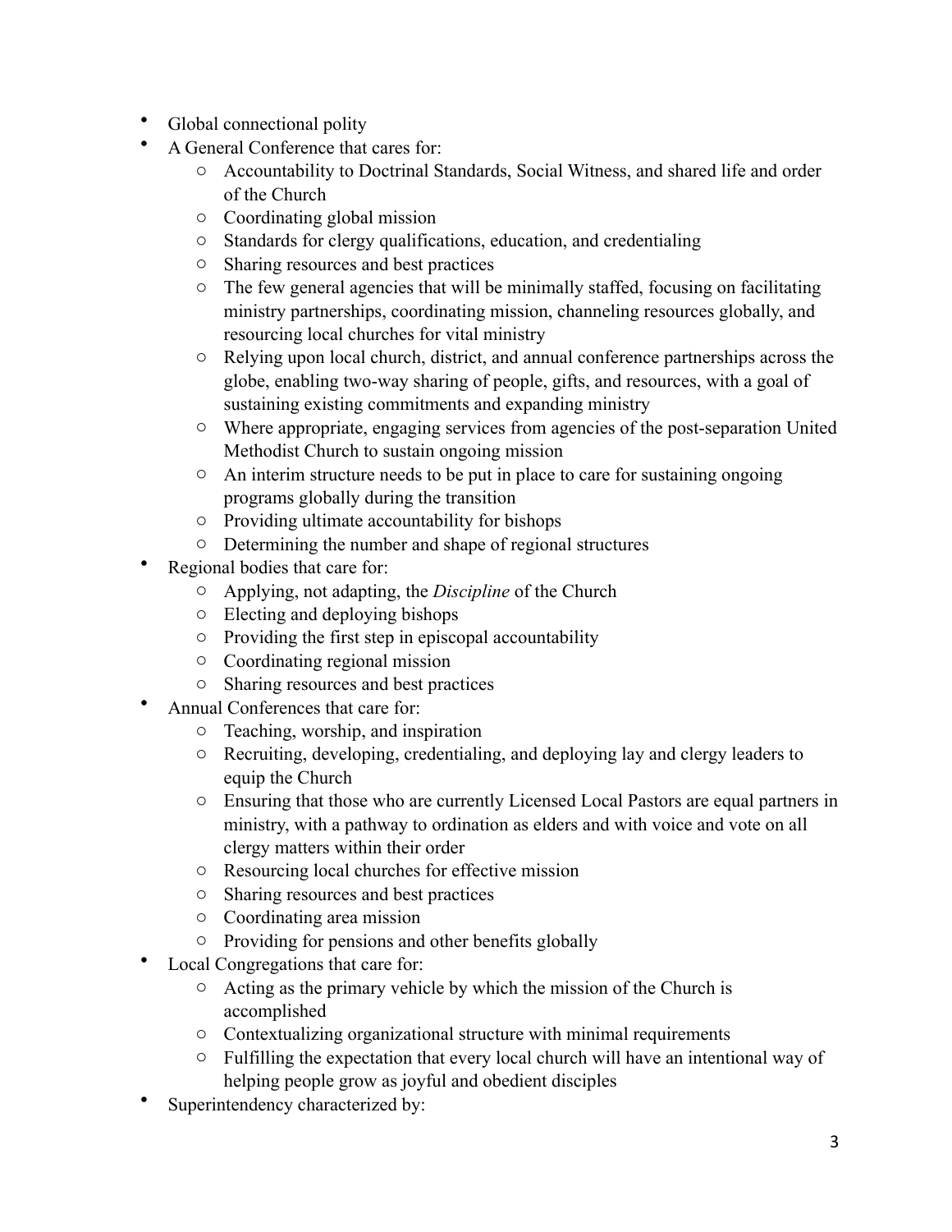- Global connectional polity
- A General Conference that cares for:
  - Accountability to Doctrinal Standards, Social Witness, and shared life and order of the Church
  - Coordinating global mission
  - Standards for clergy qualifications, education, and credentialing
  - Sharing resources and best practices
  - The few general agencies that will be minimally staffed, focusing on facilitating ministry partnerships, coordinating mission, channeling resources globally, and resourcing local churches for vital ministry
  - Relying upon local church, district, and annual conference partnerships across the globe, enabling two-way sharing of people, gifts, and resources, with a goal of sustaining existing commitments and expanding ministry
  - Where appropriate, engaging services from agencies of the post-separation United Methodist Church to sustain ongoing mission
  - An interim structure needs to be put in place to care for sustaining ongoing programs globally during the transition
  - Providing ultimate accountability for bishops
  - Determining the number and shape of regional structures
- Regional bodies that care for:
  - Applying, not adapting, the *Discipline* of the Church
  - Electing and deploying bishops
  - Providing the first step in episcopal accountability
  - Coordinating regional mission
  - Sharing resources and best practices
- Annual Conferences that care for:
  - Teaching, worship, and inspiration
  - Recruiting, developing, credentialing, and deploying lay and clergy leaders to equip the Church
  - Ensuring that those who are currently Licensed Local Pastors are equal partners in ministry, with a pathway to ordination as elders and with voice and vote on all clergy matters within their order
  - Resourcing local churches for effective mission
  - Sharing resources and best practices
  - Coordinating area mission
  - Providing for pensions and other benefits globally
- Local Congregations that care for:
  - Acting as the primary vehicle by which the mission of the Church is accomplished
  - Contextualizing organizational structure with minimal requirements
  - Fulfilling the expectation that every local church will have an intentional way of helping people grow as joyful and obedient disciples
- Superintendency characterized by: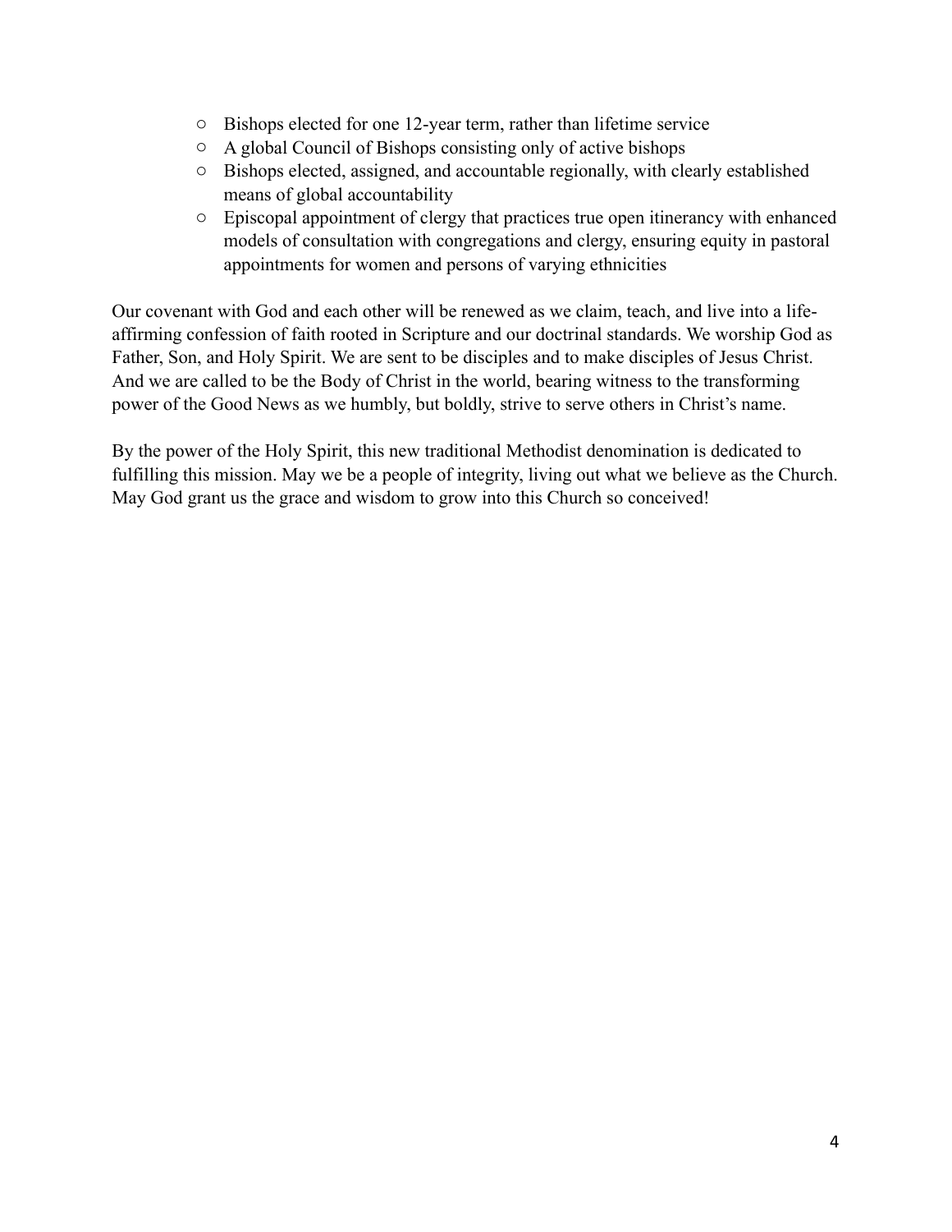- Bishops elected for one 12-year term, rather than lifetime service
- A global Council of Bishops consisting only of active bishops
- Bishops elected, assigned, and accountable regionally, with clearly established means of global accountability
- Episcopal appointment of clergy that practices true open itinerancy with enhanced models of consultation with congregations and clergy, ensuring equity in pastoral appointments for women and persons of varying ethnicities

Our covenant with God and each other will be renewed as we claim, teach, and live into a life-affirming confession of faith rooted in Scripture and our doctrinal standards. We worship God as Father, Son, and Holy Spirit. We are sent to be disciples and to make disciples of Jesus Christ. And we are called to be the Body of Christ in the world, bearing witness to the transforming power of the Good News as we humbly, but boldly, strive to serve others in Christ's name.

By the power of the Holy Spirit, this new traditional Methodist denomination is dedicated to fulfilling this mission. May we be a people of integrity, living out what we believe as the Church. May God grant us the grace and wisdom to grow into this Church so conceived!